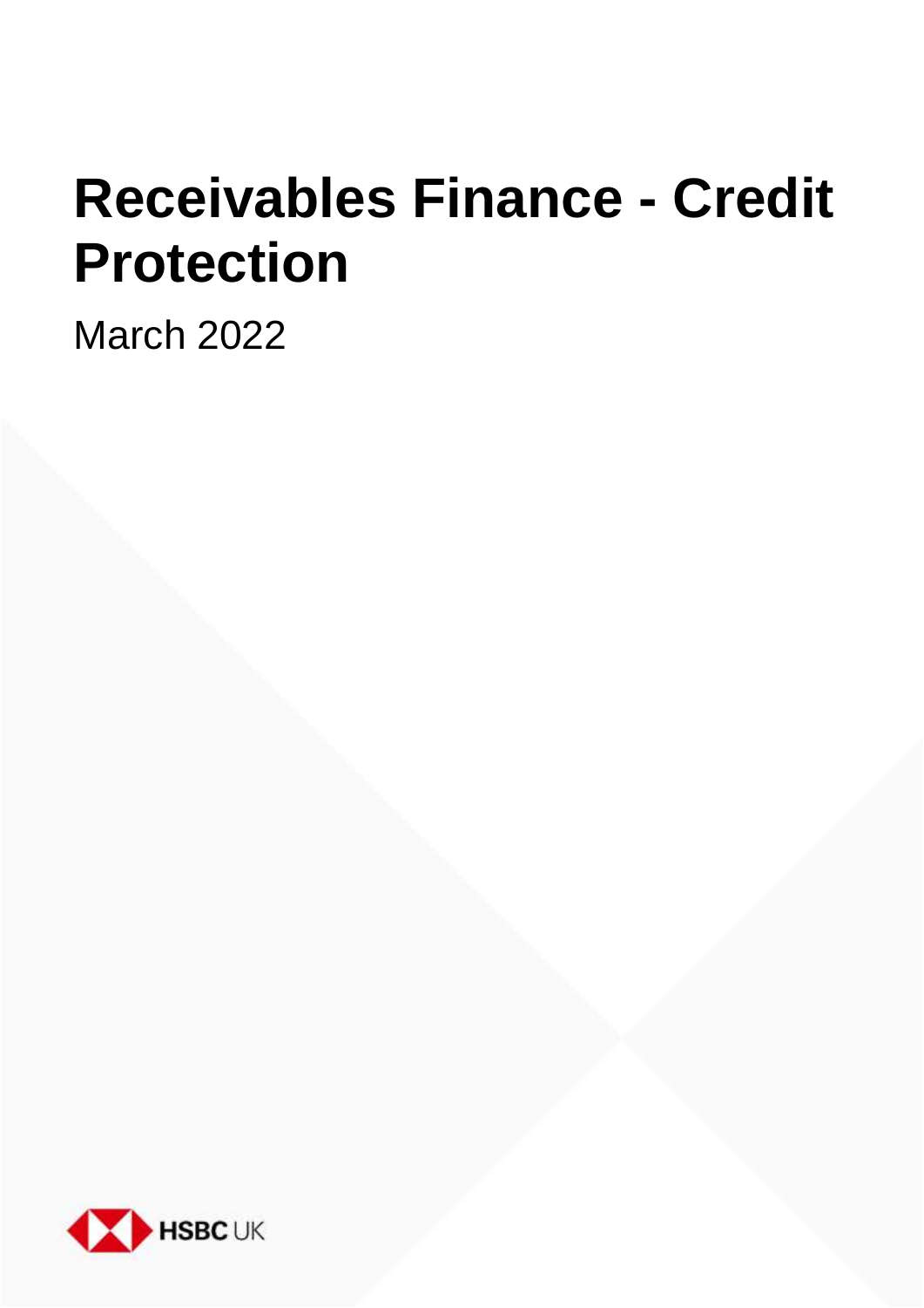# Receivables Finance - Credit Protection

March 2022

HSBC UK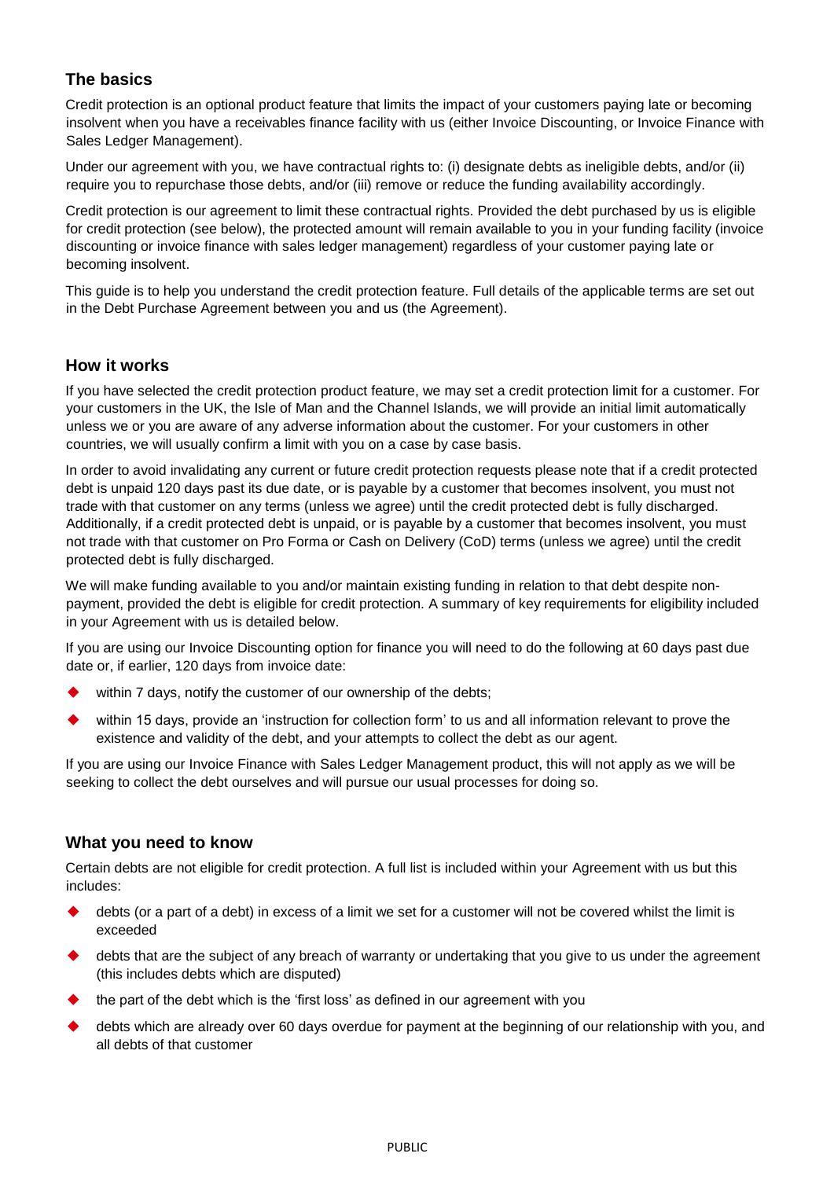## The basics

Credit protection is an optional product feature that limits the impact of your customers paying late or becoming insolvent when you have a receivables finance facility with us (either Invoice Discounting, or Invoice Finance with Sales Ledger Management).

Under our agreement with you, we have contractual rights to: (i) designate debts as ineligible debts, and/or (ii) require you to repurchase those debts, and/or (iii) remove or reduce the funding availability accordingly.

Credit protection is our agreement to limit these contractual rights. Provided the debt purchased by us is eligible for credit protection (see below), the protected amount will remain available to you in your funding facility (invoice discounting or invoice finance with sales ledger management) regardless of your customer paying late or becoming insolvent.

This guide is to help you understand the credit protection feature. Full details of the applicable terms are set out in the Debt Purchase Agreement between you and us (the Agreement).

## How it works

If you have selected the credit protection product feature, we may set a credit protection limit for a customer. For your customers in the UK, the Isle of Man and the Channel Islands, we will provide an initial limit automatically unless we or you are aware of any adverse information about the customer. For your customers in other countries, we will usually confirm a limit with you on a case by case basis.

In order to avoid invalidating any current or future credit protection requests please note that if a credit protected debt is unpaid 120 days past its due date, or is payable by a customer that becomes insolvent, you must not trade with that customer on any terms (unless we agree) until the credit protected debt is fully discharged. Additionally, if a credit protected debt is unpaid, or is payable by a customer that becomes insolvent, you must not trade with that customer on Pro Forma or Cash on Delivery (CoD) terms (unless we agree) until the credit protected debt is fully discharged.

We will make funding available to you and/or maintain existing funding in relation to that debt despite non-payment, provided the debt is eligible for credit protection. A summary of key requirements for eligibility included in your Agreement with us is detailed below.

If you are using our Invoice Discounting option for finance you will need to do the following at 60 days past due date or, if earlier, 120 days from invoice date:

- within 7 days, notify the customer of our ownership of the debts;
- within 15 days, provide an 'instruction for collection form' to us and all information relevant to prove the existence and validity of the debt, and your attempts to collect the debt as our agent.

If you are using our Invoice Finance with Sales Ledger Management product, this will not apply as we will be seeking to collect the debt ourselves and will pursue our usual processes for doing so.

## What you need to know

Certain debts are not eligible for credit protection. A full list is included within your Agreement with us but this includes:

- debts (or a part of a debt) in excess of a limit we set for a customer will not be covered whilst the limit is exceeded
- debts that are the subject of any breach of warranty or undertaking that you give to us under the agreement (this includes debts which are disputed)
- the part of the debt which is the 'first loss' as defined in our agreement with you
- debts which are already over 60 days overdue for payment at the beginning of our relationship with you, and all debts of that customer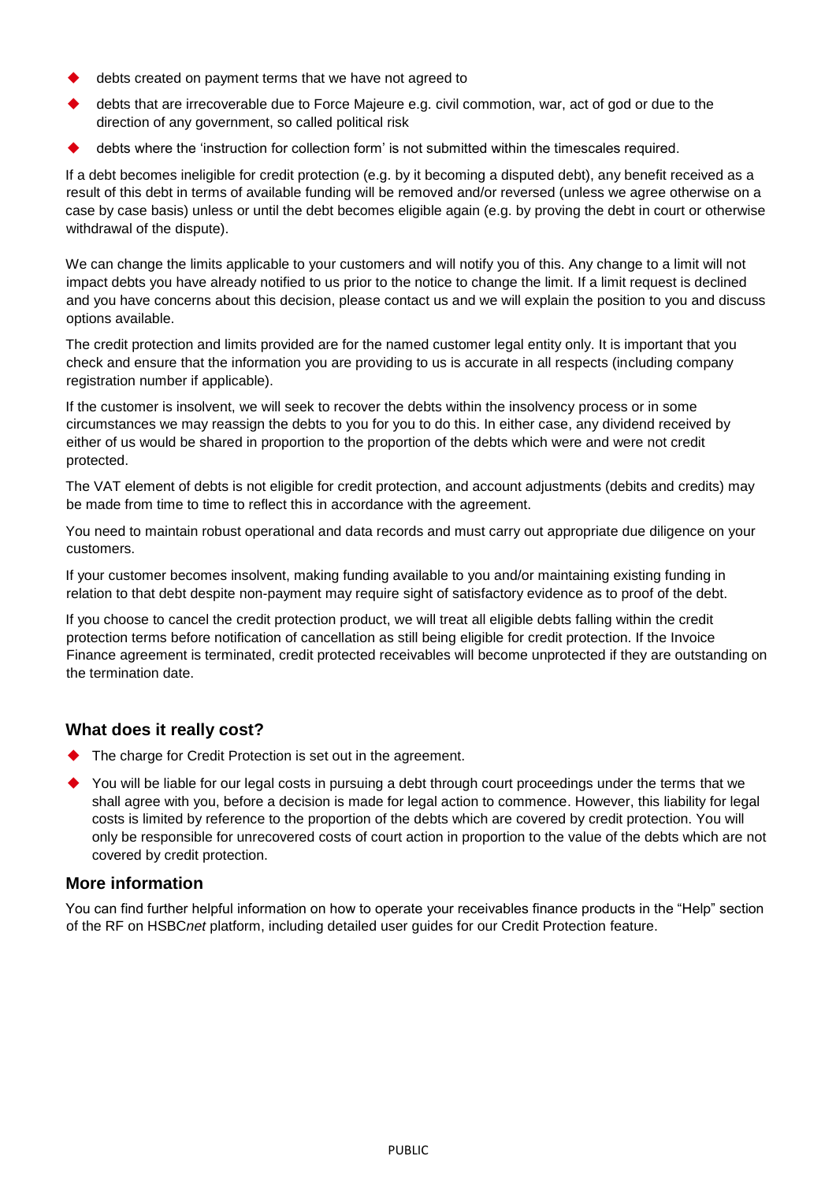- debts created on payment terms that we have not agreed to
- debts that are irrecoverable due to Force Majeure e.g. civil commotion, war, act of god or due to the direction of any government, so called political risk
- debts where the 'instruction for collection form' is not submitted within the timescales required.

If a debt becomes ineligible for credit protection (e.g. by it becoming a disputed debt), any benefit received as a result of this debt in terms of available funding will be removed and/or reversed (unless we agree otherwise on a case by case basis) unless or until the debt becomes eligible again (e.g. by proving the debt in court or otherwise withdrawal of the dispute).

We can change the limits applicable to your customers and will notify you of this. Any change to a limit will not impact debts you have already notified to us prior to the notice to change the limit. If a limit request is declined and you have concerns about this decision, please contact us and we will explain the position to you and discuss options available.

The credit protection and limits provided are for the named customer legal entity only. It is important that you check and ensure that the information you are providing to us is accurate in all respects (including company registration number if applicable).

If the customer is insolvent, we will seek to recover the debts within the insolvency process or in some circumstances we may reassign the debts to you for you to do this. In either case, any dividend received by either of us would be shared in proportion to the proportion of the debts which were and were not credit protected.

The VAT element of debts is not eligible for credit protection, and account adjustments (debits and credits) may be made from time to time to reflect this in accordance with the agreement.

You need to maintain robust operational and data records and must carry out appropriate due diligence on your customers.

If your customer becomes insolvent, making funding available to you and/or maintaining existing funding in relation to that debt despite non-payment may require sight of satisfactory evidence as to proof of the debt.

If you choose to cancel the credit protection product, we will treat all eligible debts falling within the credit protection terms before notification of cancellation as still being eligible for credit protection. If the Invoice Finance agreement is terminated, credit protected receivables will become unprotected if they are outstanding on the termination date.

## What does it really cost?

- The charge for Credit Protection is set out in the agreement.
- You will be liable for our legal costs in pursuing a debt through court proceedings under the terms that we shall agree with you, before a decision is made for legal action to commence. However, this liability for legal costs is limited by reference to the proportion of the debts which are covered by credit protection. You will only be responsible for unrecovered costs of court action in proportion to the value of the debts which are not covered by credit protection.

## More information

You can find further helpful information on how to operate your receivables finance products in the "Help" section of the RF on HSBC*net* platform, including detailed user guides for our Credit Protection feature.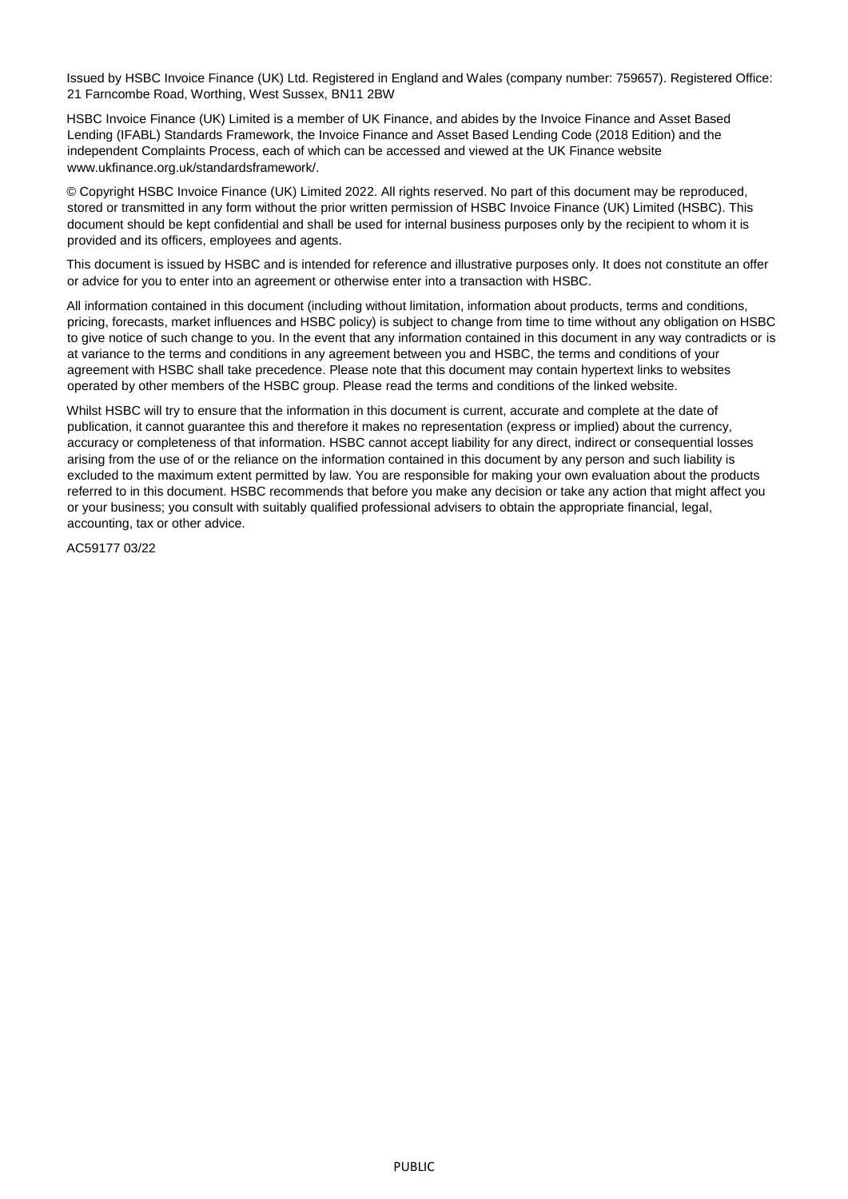Issued by HSBC Invoice Finance (UK) Ltd. Registered in England and Wales (company number: 759657). Registered Office: 21 Farncombe Road, Worthing, West Sussex, BN11 2BW

HSBC Invoice Finance (UK) Limited is a member of UK Finance, and abides by the Invoice Finance and Asset Based Lending (IFABL) Standards Framework, the Invoice Finance and Asset Based Lending Code (2018 Edition) and the independent Complaints Process, each of which can be accessed and viewed at the UK Finance website www.ukfinance.org.uk/standardsframework/.

© Copyright HSBC Invoice Finance (UK) Limited 2022. All rights reserved. No part of this document may be reproduced, stored or transmitted in any form without the prior written permission of HSBC Invoice Finance (UK) Limited (HSBC). This document should be kept confidential and shall be used for internal business purposes only by the recipient to whom it is provided and its officers, employees and agents.

This document is issued by HSBC and is intended for reference and illustrative purposes only. It does not constitute an offer or advice for you to enter into an agreement or otherwise enter into a transaction with HSBC.

All information contained in this document (including without limitation, information about products, terms and conditions, pricing, forecasts, market influences and HSBC policy) is subject to change from time to time without any obligation on HSBC to give notice of such change to you. In the event that any information contained in this document in any way contradicts or is at variance to the terms and conditions in any agreement between you and HSBC, the terms and conditions of your agreement with HSBC shall take precedence. Please note that this document may contain hypertext links to websites operated by other members of the HSBC group. Please read the terms and conditions of the linked website.

Whilst HSBC will try to ensure that the information in this document is current, accurate and complete at the date of publication, it cannot guarantee this and therefore it makes no representation (express or implied) about the currency, accuracy or completeness of that information. HSBC cannot accept liability for any direct, indirect or consequential losses arising from the use of or the reliance on the information contained in this document by any person and such liability is excluded to the maximum extent permitted by law. You are responsible for making your own evaluation about the products referred to in this document. HSBC recommends that before you make any decision or take any action that might affect you or your business; you consult with suitably qualified professional advisers to obtain the appropriate financial, legal, accounting, tax or other advice.

AC59177 03/22

PUBLIC